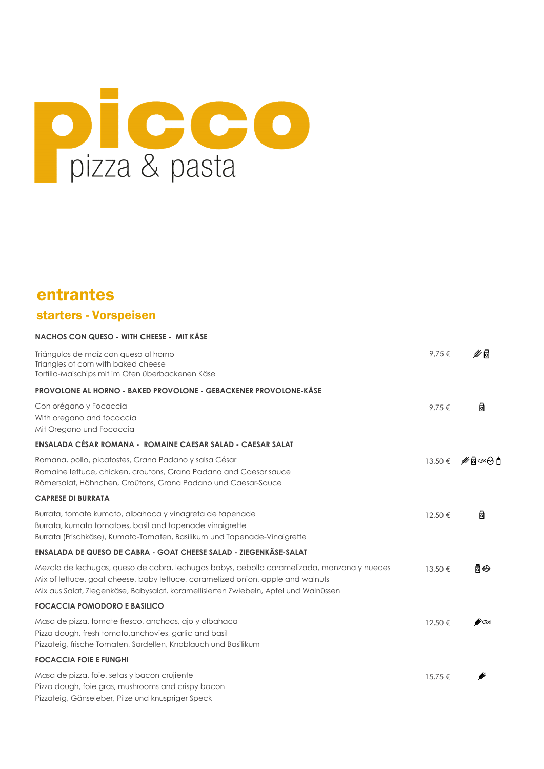# picco

pizza & pasta

## entrantes

### starters - Vorspeisen

**NACHOS CON QUESO - WITH CHEESE - MIT KÄSE**

Triángulos de maíz con queso al horno
Triangles of corn with baked cheese
Tortilla-Maischips mit im Ofen überbackenen Käse

9,75 €

**PROVOLONE AL HORNO - BAKED PROVOLONE - GEBACKENER PROVOLONE-KÄSE**

Con orégano y Focaccia
With oregano and focaccia
Mit Oregano und Focaccia

9,75 €

**ENSALADA CÉSAR ROMANA - ROMAINE CAESAR SALAD - CAESAR SALAT**

Romana, pollo, picatostes, Grana Padano y salsa César
Romaine lettuce, chicken, croutons, Grana Padano and Caesar sauce
Römersalat, Hähnchen, Croûtons, Grana Padano und Caesar-Sauce

13,50 €

**CAPRESE DI BURRATA**

Burrata, tomate kumato, albahaca y vinagreta de tapenade
Burrata, kumato tomatoes, basil and tapenade vinaigrette
Burrata (Frischkäse), Kumato-Tomaten, Basilikum und Tapenade-Vinaigrette

12,50 €

**ENSALADA DE QUESO DE CABRA - GOAT CHEESE SALAD - ZIEGENKÄSE-SALAT**

Mezcla de lechugas, queso de cabra, lechugas babys, cebolla caramelizada, manzana y nueces
Mix of lettuce, goat cheese, baby lettuce, caramelized onion, apple and walnuts
Mix aus Salat, Ziegenkäse, Babysalat, karamellisierten Zwiebeln, Apfel und Walnüssen

13,50 €

**FOCACCIA POMODORO E BASILICO**

Masa de pizza, tomate fresco, anchoas, ajo y albahaca
Pizza dough, fresh tomato,anchovies, garlic and basil
Pizzateig, frische Tomaten, Sardellen, Knoblauch und Basilikum

12,50 €

**FOCACCIA FOIE E FUNGHI**

Masa de pizza, foie, setas y bacon crujiente
Pizza dough, foie gras, mushrooms and crispy bacon
Pizzateig, Gänseleber, Pilze und knuspriger Speck

15,75 €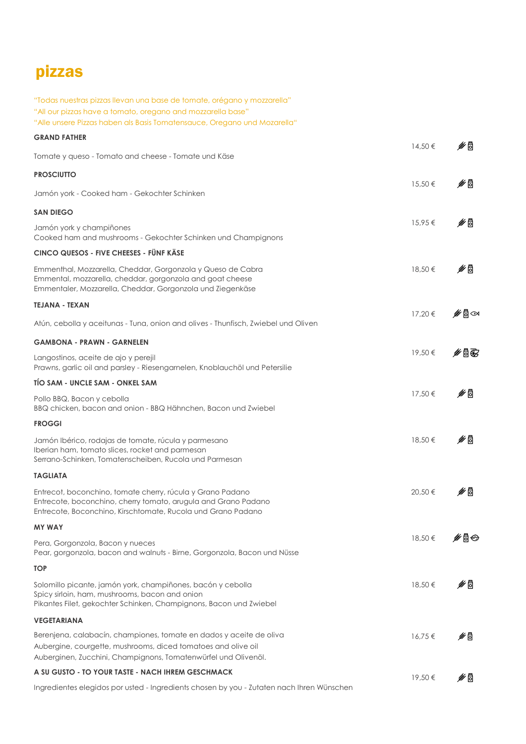# pizzas

"Todas nuestras pizzas llevan una base de tomate, orégano y mozzarella"
"All our pizzas have a tomato, oregano and mozzarella base"
"Alle unsere Pizzas haben als Basis Tomatensauce, Oregano und Mozarella"

**GRAND FATHER**

Tomate y queso - Tomato and cheese - Tomate und Käse

14,50 €

**PROSCIUTTO**

Jamón york - Cooked ham - Gekochter Schinken

15,50 €

**SAN DIEGO**

Jamón york y champiñones
Cooked ham and mushrooms - Gekochter Schinken und Champignons

15,95 €

**CINCO QUESOS - FIVE CHEESES - FÜNF KÄSE**

Emmenthal, Mozzarella, Cheddar, Gorgonzola y Queso de Cabra
Emmental, mozzarella, cheddar, gorgonzola and goat cheese
Emmentaler, Mozzarella, Cheddar, Gorgonzola und Ziegenkäse

18,50 €

**TEJANA - TEXAN**

Atún, cebolla y aceitunas - Tuna, onion and olives - Thunfisch, Zwiebel und Oliven

17,20 €

**GAMBONA - PRAWN - GARNELEN**

Langostinos, aceite de ajo y perejil
Prawns, garlic oil and parsley - Riesengarnelen, Knoblauchöl und Petersilie

19,50 €

**TÍO SAM - UNCLE SAM - ONKEL SAM**

Pollo BBQ, Bacon y cebolla
BBQ chicken, bacon and onion - BBQ Hähnchen, Bacon und Zwiebel

17,50 €

**FROGGI**

Jamón Ibérico, rodajas de tomate, rúcula y parmesano
Iberian ham, tomato slices, rocket and parmesan
Serrano-Schinken, Tomatenscheiben, Rucola und Parmesan

18,50 €

**TAGLIATA**

Entrecot, boconchino, tomate cherry, rúcula y Grano Padano
Entrecote, boconchino, cherry tomato, arugula and Grano Padano
Entrecote, Boconchino, Kirschtomate, Rucola und Grano Padano

20,50 €

**MY WAY**

Pera, Gorgonzola, Bacon y nueces
Pear, gorgonzola, bacon and walnuts - Birne, Gorgonzola, Bacon und Nüsse

18,50 €

**TOP**

Solomillo picante, jamón york, champiñones, bacón y cebolla
Spicy sirloin, ham, mushrooms, bacon and onion
Pikantes Filet, gekochter Schinken, Champignons, Bacon und Zwiebel

18,50 €

**VEGETARIANA**

Berenjena, calabacín, championes, tomate en dados y aceite de oliva
Aubergine, courgette, mushrooms, diced tomatoes and olive oil
Auberginen, Zucchini, Champignons, Tomatenwürfel und Olivenöl.

16,75 €

**A SU GUSTO - TO YOUR TASTE - NACH IHREM GESCHMACK**

Ingredientes elegidos por usted - Ingredients chosen by you - Zutaten nach Ihren Wünschen

19,50 €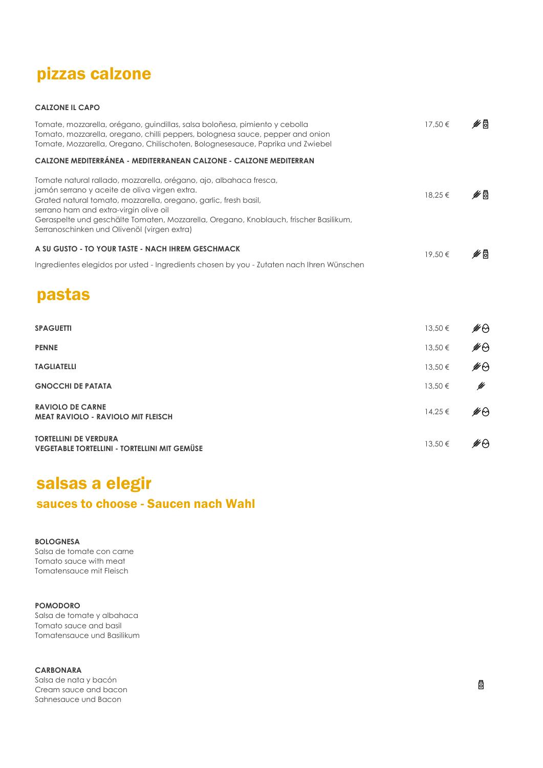## pizzas calzone

**CALZONE IL CAPO**

Tomate, mozzarella, orégano, guindillas, salsa boloñesa, pimiento y cebolla
Tomato, mozzarella, oregano, chilli peppers, bolognesa sauce, pepper and onion
Tomate, Mozzarella, Oregano, Chilischoten, Bolognesesauce, Paprika und Zwiebel

17,50 €

**CALZONE MEDITERRÁNEA - MEDITERRANEAN CALZONE - CALZONE MEDITERRAN**

Tomate natural rallado, mozzarella, orégano, ajo, albahaca fresca,
jamón serrano y aceite de oliva virgen extra.
Grated natural tomato, mozzarella, oregano, garlic, fresh basil,
serrano ham and extra-virgin olive oil
Geraspelte und geschälte Tomaten, Mozzarella, Oregano, Knoblauch, frischer Basilikum,
Serranoschinken und Olivenöl (virgen extra)

18,25 €

**A SU GUSTO - TO YOUR TASTE - NACH IHREM GESCHMACK**

Ingredientes elegidos por usted - Ingredients chosen by you - Zutaten nach Ihren Wünschen

19,50 €

## pastas

| | |
|---|---|
| **SPAGUETTI** | 13,50 € |
| **PENNE** | 13,50 € |
| **TAGLIATELLI** | 13,50 € |
| **GNOCCHI DE PATATA** | 13,50 € |
| **RAVIOLO DE CARNE**<br>**MEAT RAVIOLO - RAVIOLO MIT FLEISCH** | 14,25 € |
| **TORTELLINI DE VERDURA**<br>**VEGETABLE TORTELLINI - TORTELLINI MIT GEMÜSE** | 13,50 € |

## salsas a elegir

### sauces to choose - Saucen nach Wahl

**BOLOGNESA**
Salsa de tomate con carne
Tomato sauce with meat
Tomatensauce mit Fleisch

**POMODORO**
Salsa de tomate y albahaca
Tomato sauce and basil
Tomatensauce und Basilikum

**CARBONARA**
Salsa de nata y bacón
Cream sauce and bacon
Sahnesauce und Bacon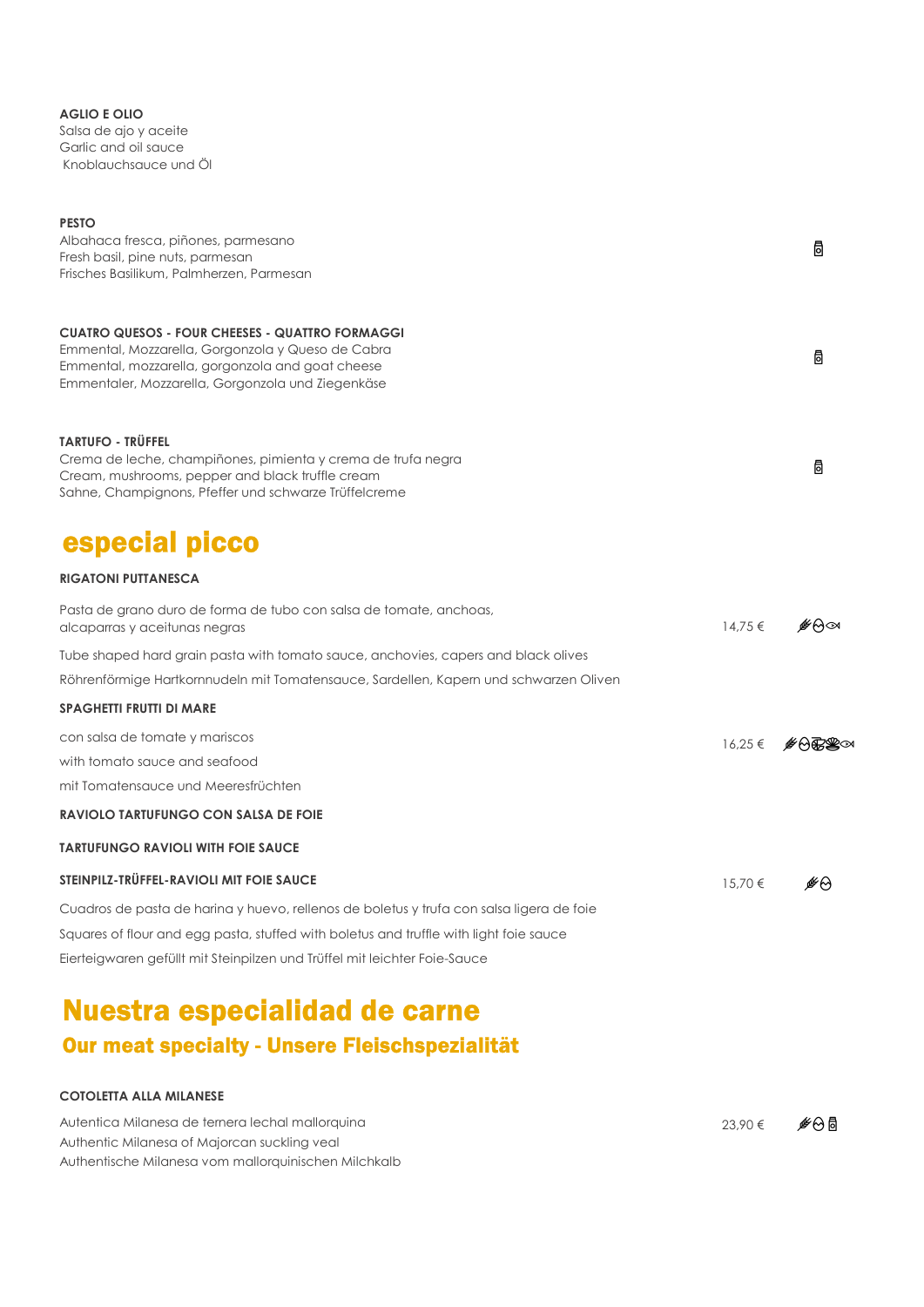**AGLIO E OLIO**
Salsa de ajo y aceite
Garlic and oil sauce
Knoblauchsauce und Öl

**PESTO**
Albahaca fresca, piñones, parmesano
Fresh basil, pine nuts, parmesan
Frisches Basilikum, Palmherzen, Parmesan

**CUATRO QUESOS - FOUR CHEESES - QUATTRO FORMAGGI**
Emmental, Mozzarella, Gorgonzola y Queso de Cabra
Emmental, mozzarella, gorgonzola and goat cheese
Emmentaler, Mozzarella, Gorgonzola und Ziegenkäse

**TARTUFO - TRÜFFEL**
Crema de leche, champiñones, pimienta y crema de trufa negra
Cream, mushrooms, pepper and black truffle cream
Sahne, Champignons, Pfeffer und schwarze Trüffelcreme

## especial picco

**RIGATONI PUTTANESCA**

Pasta de grano duro de forma de tubo con salsa de tomate, anchoas, alcaparras y aceitunas negras — 14,75 €

Tube shaped hard grain pasta with tomato sauce, anchovies, capers and black olives

Röhrenförmige Hartkornnudeln mit Tomatensauce, Sardellen, Kapern und schwarzen Oliven

**SPAGHETTI FRUTTI DI MARE**

con salsa de tomate y mariscos — 16,25 €

with tomato sauce and seafood

mit Tomatensauce und Meeresfrüchten

**RAVIOLO TARTUFUNGO CON SALSA DE FOIE**

**TARTUFUNGO RAVIOLI WITH FOIE SAUCE**

**STEINPILZ-TRÜFFEL-RAVIOLI MIT FOIE SAUCE** — 15,70 €

Cuadros de pasta de harina y huevo, rellenos de boletus y trufa con salsa ligera de foie

Squares of flour and egg pasta, stuffed with boletus and truffle with light foie sauce

Eierteigwaren gefüllt mit Steinpilzen und Trüffel mit leichter Foie-Sauce

## Nuestra especialidad de carne

### Our meat specialty - Unsere Fleischspezialität

**COTOLETTA ALLA MILANESE**

Autentica Milanesa de ternera lechal mallorquina — 23,90 €
Authentic Milanesa of Majorcan suckling veal
Authentische Milanesa vom mallorquinischen Milchkalb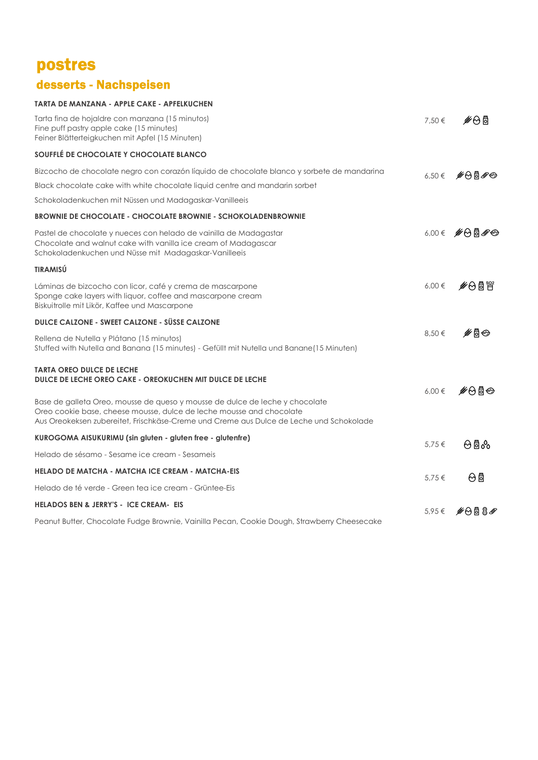# postres

## desserts - Nachspeisen

**TARTA DE MANZANA - APPLE CAKE - APFELKUCHEN**

Tarta fina de hojaldre con manzana (15 minutos)
Fine puff pastry apple cake (15 minutes)
Feiner Blätterteigkuchen mit Apfel (15 Minuten)

7,50 €

**SOUFFLÉ DE CHOCOLATE Y CHOCOLATE BLANCO**

Bizcocho de chocolate negro con corazón líquido de chocolate blanco y sorbete de mandarina

Black chocolate cake with white chocolate liquid centre and mandarin sorbet

Schokoladenkuchen mit Nüssen und Madagaskar-Vanilleeis

6,50 €

**BROWNIE DE CHOCOLATE - CHOCOLATE BROWNIE - SCHOKOLADENBROWNIE**

Pastel de chocolate y nueces con helado de vainilla de Madagastar
Chocolate and walnut cake with vanilla ice cream of Madagascar
Schokoladenkuchen und Nüsse mit Madagaskar-Vanilleeis

6,00 €

**TIRAMISÚ**

Láminas de bizcocho con licor, café y crema de mascarpone
Sponge cake layers with liquor, coffee and mascarpone cream
Biskuitrolle mit Likör, Kaffee und Mascarpone

6,00 €

**DULCE CALZONE - SWEET CALZONE - SÜSSE CALZONE**

Rellena de Nutella y Plátano (15 minutos)
Stuffed with Nutella and Banana (15 minutes) - Gefüllt mit Nutella und Banane(15 Minuten)

8,50 €

**TARTA OREO DULCE DE LECHE**
**DULCE DE LECHE OREO CAKE - OREOKUCHEN MIT DULCE DE LECHE**

Base de galleta Oreo, mousse de queso y mousse de dulce de leche y chocolate
Oreo cookie base, cheese mousse, dulce de leche mousse and chocolate
Aus Oreokeksen zubereitet, Frischkäse-Creme und Creme aus Dulce de Leche und Schokolade

6,00 €

**KUROGOMA AISUKURIMU (sin gluten - gluten free - glutenfre)**

Helado de sésamo - Sesame ice cream - Sesameis

5,75 €

**HELADO DE MATCHA - MATCHA ICE CREAM - MATCHA-EIS**

Helado de té verde - Green tea ice cream - Grüntee-Eis

5,75 €

**HELADOS BEN & JERRY'S - ICE CREAM- EIS**

Peanut Butter, Chocolate Fudge Brownie, Vainilla Pecan, Cookie Dough, Strawberry Cheesecake

5,95 €